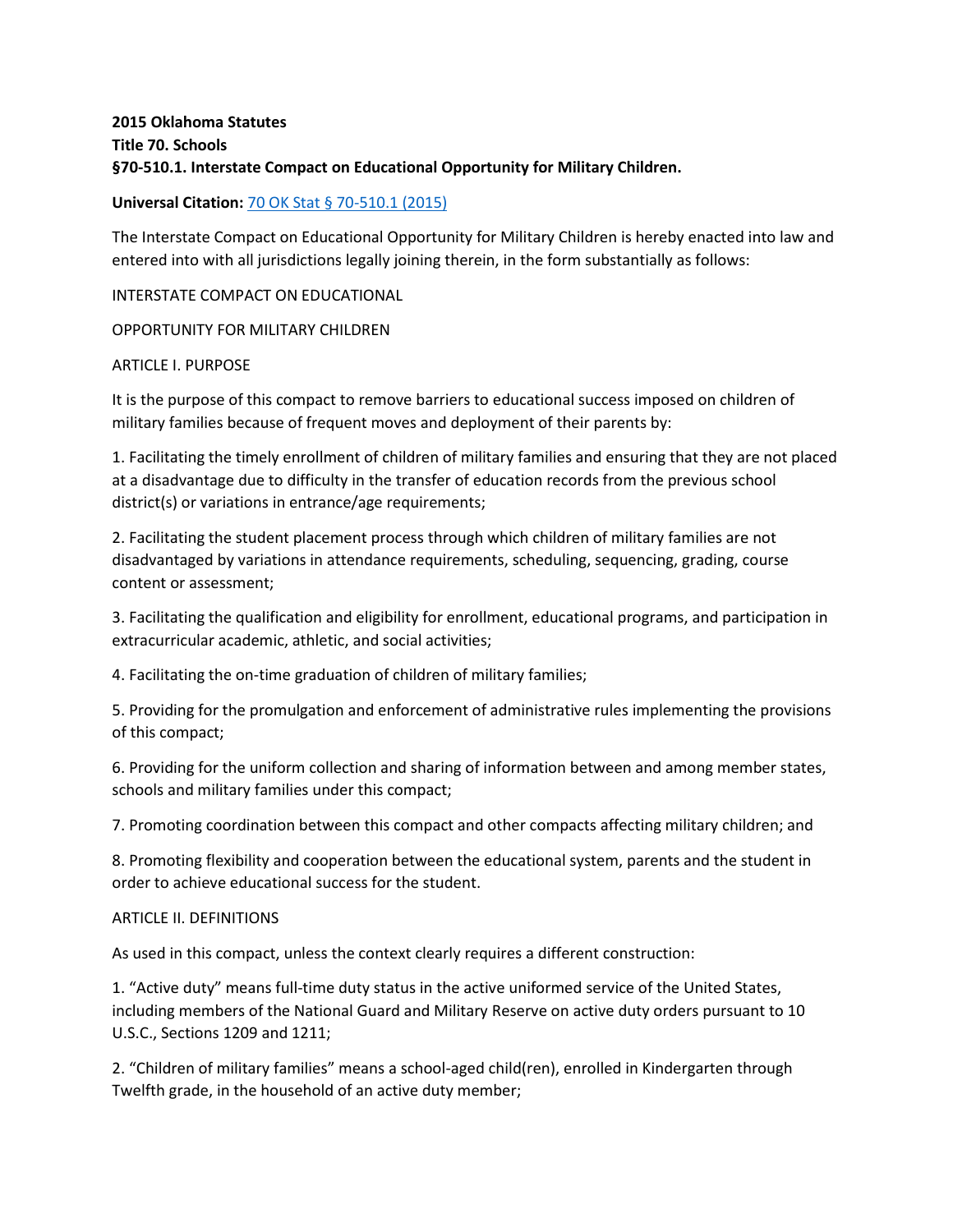**2015 Oklahoma Statutes**
**Title 70. Schools**
**§70-510.1. Interstate Compact on Educational Opportunity for Military Children.**

**Universal Citation:** [70 OK Stat § 70-510.1 (2015)]

The Interstate Compact on Educational Opportunity for Military Children is hereby enacted into law and entered into with all jurisdictions legally joining therein, in the form substantially as follows:

INTERSTATE COMPACT ON EDUCATIONAL

OPPORTUNITY FOR MILITARY CHILDREN

ARTICLE I. PURPOSE

It is the purpose of this compact to remove barriers to educational success imposed on children of military families because of frequent moves and deployment of their parents by:

1. Facilitating the timely enrollment of children of military families and ensuring that they are not placed at a disadvantage due to difficulty in the transfer of education records from the previous school district(s) or variations in entrance/age requirements;

2. Facilitating the student placement process through which children of military families are not disadvantaged by variations in attendance requirements, scheduling, sequencing, grading, course content or assessment;

3. Facilitating the qualification and eligibility for enrollment, educational programs, and participation in extracurricular academic, athletic, and social activities;

4. Facilitating the on-time graduation of children of military families;

5. Providing for the promulgation and enforcement of administrative rules implementing the provisions of this compact;

6. Providing for the uniform collection and sharing of information between and among member states, schools and military families under this compact;

7. Promoting coordination between this compact and other compacts affecting military children; and

8. Promoting flexibility and cooperation between the educational system, parents and the student in order to achieve educational success for the student.

ARTICLE II. DEFINITIONS

As used in this compact, unless the context clearly requires a different construction:

1. "Active duty" means full-time duty status in the active uniformed service of the United States, including members of the National Guard and Military Reserve on active duty orders pursuant to 10 U.S.C., Sections 1209 and 1211;

2. "Children of military families" means a school-aged child(ren), enrolled in Kindergarten through Twelfth grade, in the household of an active duty member;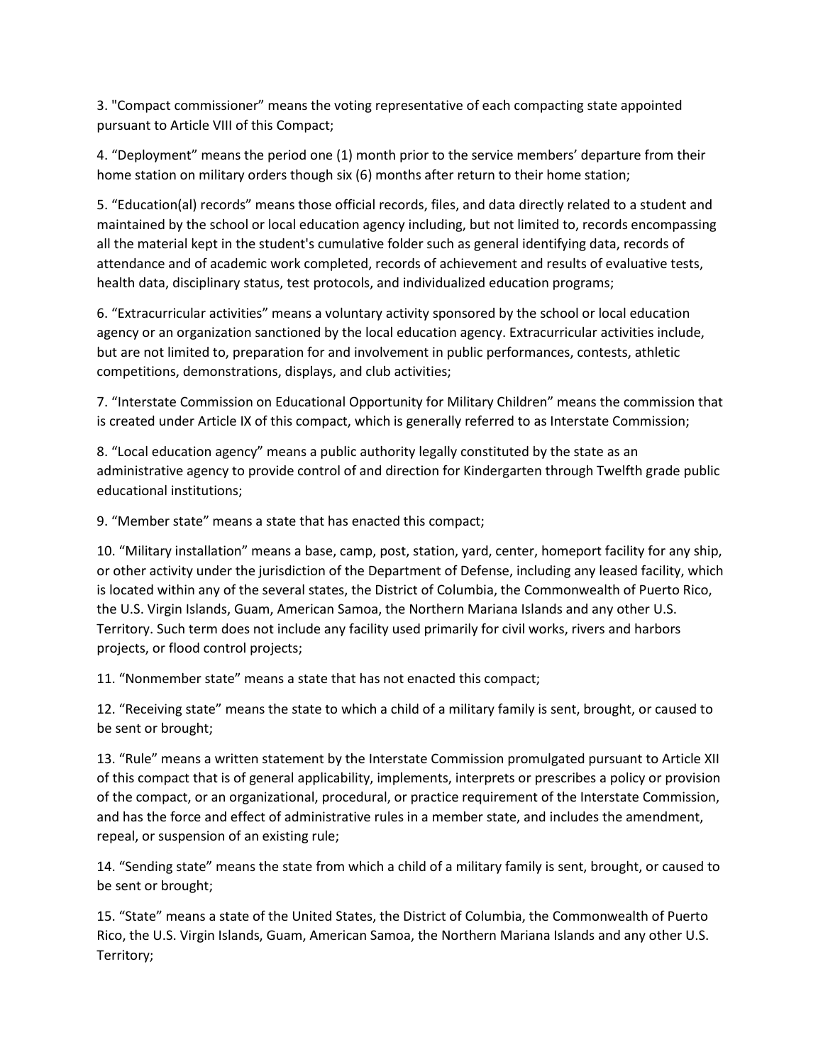3. "Compact commissioner" means the voting representative of each compacting state appointed pursuant to Article VIII of this Compact;

4. "Deployment" means the period one (1) month prior to the service members' departure from their home station on military orders though six (6) months after return to their home station;

5. "Education(al) records" means those official records, files, and data directly related to a student and maintained by the school or local education agency including, but not limited to, records encompassing all the material kept in the student's cumulative folder such as general identifying data, records of attendance and of academic work completed, records of achievement and results of evaluative tests, health data, disciplinary status, test protocols, and individualized education programs;

6. "Extracurricular activities" means a voluntary activity sponsored by the school or local education agency or an organization sanctioned by the local education agency. Extracurricular activities include, but are not limited to, preparation for and involvement in public performances, contests, athletic competitions, demonstrations, displays, and club activities;

7. "Interstate Commission on Educational Opportunity for Military Children" means the commission that is created under Article IX of this compact, which is generally referred to as Interstate Commission;

8. "Local education agency" means a public authority legally constituted by the state as an administrative agency to provide control of and direction for Kindergarten through Twelfth grade public educational institutions;

9. "Member state" means a state that has enacted this compact;

10. "Military installation" means a base, camp, post, station, yard, center, homeport facility for any ship, or other activity under the jurisdiction of the Department of Defense, including any leased facility, which is located within any of the several states, the District of Columbia, the Commonwealth of Puerto Rico, the U.S. Virgin Islands, Guam, American Samoa, the Northern Mariana Islands and any other U.S. Territory. Such term does not include any facility used primarily for civil works, rivers and harbors projects, or flood control projects;

11. "Nonmember state" means a state that has not enacted this compact;

12. "Receiving state" means the state to which a child of a military family is sent, brought, or caused to be sent or brought;

13. "Rule" means a written statement by the Interstate Commission promulgated pursuant to Article XII of this compact that is of general applicability, implements, interprets or prescribes a policy or provision of the compact, or an organizational, procedural, or practice requirement of the Interstate Commission, and has the force and effect of administrative rules in a member state, and includes the amendment, repeal, or suspension of an existing rule;

14. "Sending state" means the state from which a child of a military family is sent, brought, or caused to be sent or brought;

15. "State" means a state of the United States, the District of Columbia, the Commonwealth of Puerto Rico, the U.S. Virgin Islands, Guam, American Samoa, the Northern Mariana Islands and any other U.S. Territory;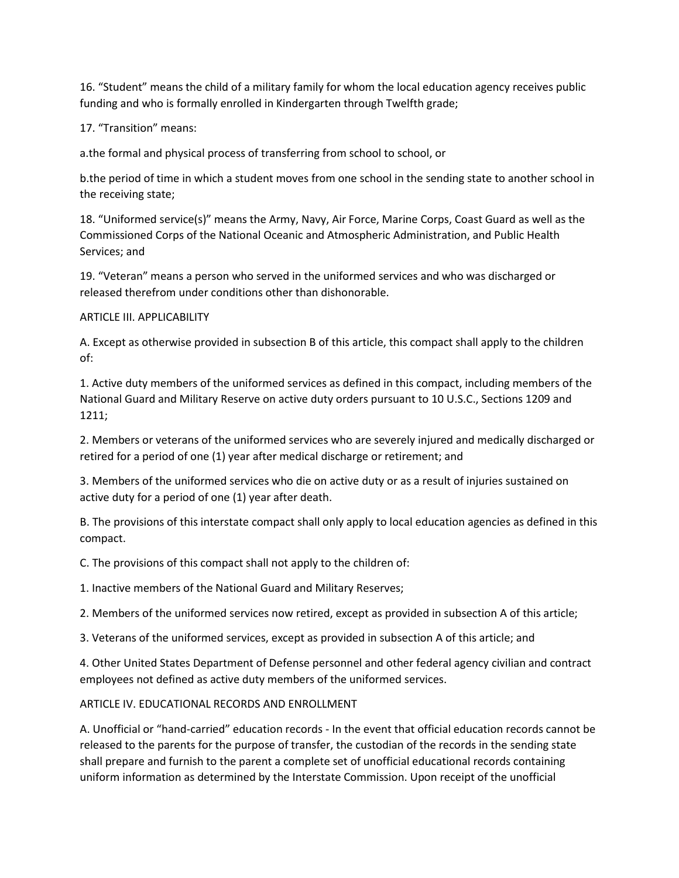16. “Student” means the child of a military family for whom the local education agency receives public funding and who is formally enrolled in Kindergarten through Twelfth grade;

17. “Transition” means:

a.the formal and physical process of transferring from school to school, or

b.the period of time in which a student moves from one school in the sending state to another school in the receiving state;

18. “Uniformed service(s)” means the Army, Navy, Air Force, Marine Corps, Coast Guard as well as the Commissioned Corps of the National Oceanic and Atmospheric Administration, and Public Health Services; and

19. “Veteran” means a person who served in the uniformed services and who was discharged or released therefrom under conditions other than dishonorable.

ARTICLE III. APPLICABILITY

A. Except as otherwise provided in subsection B of this article, this compact shall apply to the children of:

1. Active duty members of the uniformed services as defined in this compact, including members of the National Guard and Military Reserve on active duty orders pursuant to 10 U.S.C., Sections 1209 and 1211;

2. Members or veterans of the uniformed services who are severely injured and medically discharged or retired for a period of one (1) year after medical discharge or retirement; and

3. Members of the uniformed services who die on active duty or as a result of injuries sustained on active duty for a period of one (1) year after death.

B. The provisions of this interstate compact shall only apply to local education agencies as defined in this compact.

C. The provisions of this compact shall not apply to the children of:

1. Inactive members of the National Guard and Military Reserves;

2. Members of the uniformed services now retired, except as provided in subsection A of this article;

3. Veterans of the uniformed services, except as provided in subsection A of this article; and

4. Other United States Department of Defense personnel and other federal agency civilian and contract employees not defined as active duty members of the uniformed services.

ARTICLE IV. EDUCATIONAL RECORDS AND ENROLLMENT

A. Unofficial or “hand-carried” education records - In the event that official education records cannot be released to the parents for the purpose of transfer, the custodian of the records in the sending state shall prepare and furnish to the parent a complete set of unofficial educational records containing uniform information as determined by the Interstate Commission. Upon receipt of the unofficial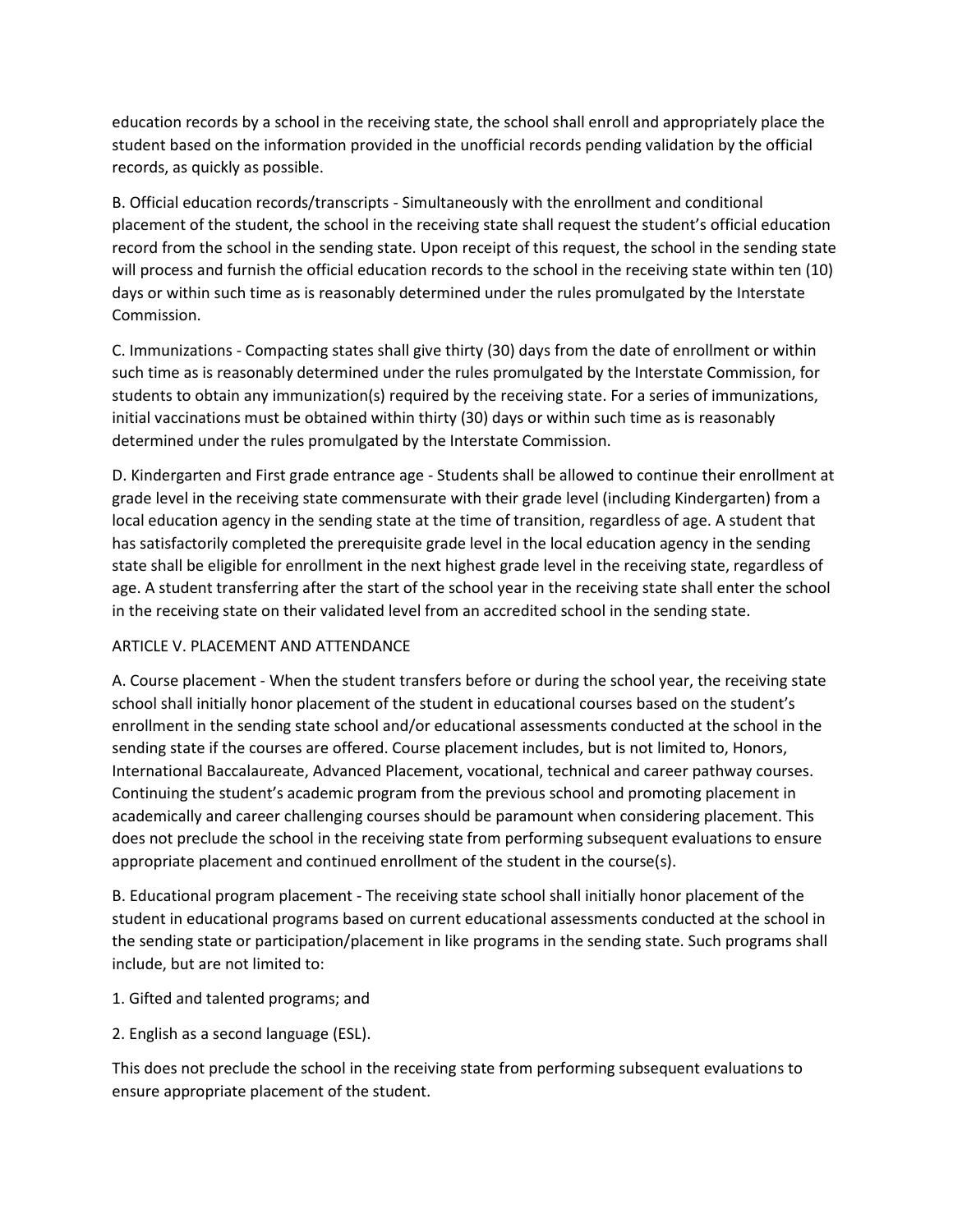education records by a school in the receiving state, the school shall enroll and appropriately place the student based on the information provided in the unofficial records pending validation by the official records, as quickly as possible.

B. Official education records/transcripts - Simultaneously with the enrollment and conditional placement of the student, the school in the receiving state shall request the student's official education record from the school in the sending state. Upon receipt of this request, the school in the sending state will process and furnish the official education records to the school in the receiving state within ten (10) days or within such time as is reasonably determined under the rules promulgated by the Interstate Commission.

C. Immunizations - Compacting states shall give thirty (30) days from the date of enrollment or within such time as is reasonably determined under the rules promulgated by the Interstate Commission, for students to obtain any immunization(s) required by the receiving state. For a series of immunizations, initial vaccinations must be obtained within thirty (30) days or within such time as is reasonably determined under the rules promulgated by the Interstate Commission.

D. Kindergarten and First grade entrance age - Students shall be allowed to continue their enrollment at grade level in the receiving state commensurate with their grade level (including Kindergarten) from a local education agency in the sending state at the time of transition, regardless of age. A student that has satisfactorily completed the prerequisite grade level in the local education agency in the sending state shall be eligible for enrollment in the next highest grade level in the receiving state, regardless of age. A student transferring after the start of the school year in the receiving state shall enter the school in the receiving state on their validated level from an accredited school in the sending state.

## ARTICLE V. PLACEMENT AND ATTENDANCE

A. Course placement - When the student transfers before or during the school year, the receiving state school shall initially honor placement of the student in educational courses based on the student's enrollment in the sending state school and/or educational assessments conducted at the school in the sending state if the courses are offered. Course placement includes, but is not limited to, Honors, International Baccalaureate, Advanced Placement, vocational, technical and career pathway courses. Continuing the student's academic program from the previous school and promoting placement in academically and career challenging courses should be paramount when considering placement. This does not preclude the school in the receiving state from performing subsequent evaluations to ensure appropriate placement and continued enrollment of the student in the course(s).

B. Educational program placement - The receiving state school shall initially honor placement of the student in educational programs based on current educational assessments conducted at the school in the sending state or participation/placement in like programs in the sending state. Such programs shall include, but are not limited to:

1. Gifted and talented programs; and
2. English as a second language (ESL).

This does not preclude the school in the receiving state from performing subsequent evaluations to ensure appropriate placement of the student.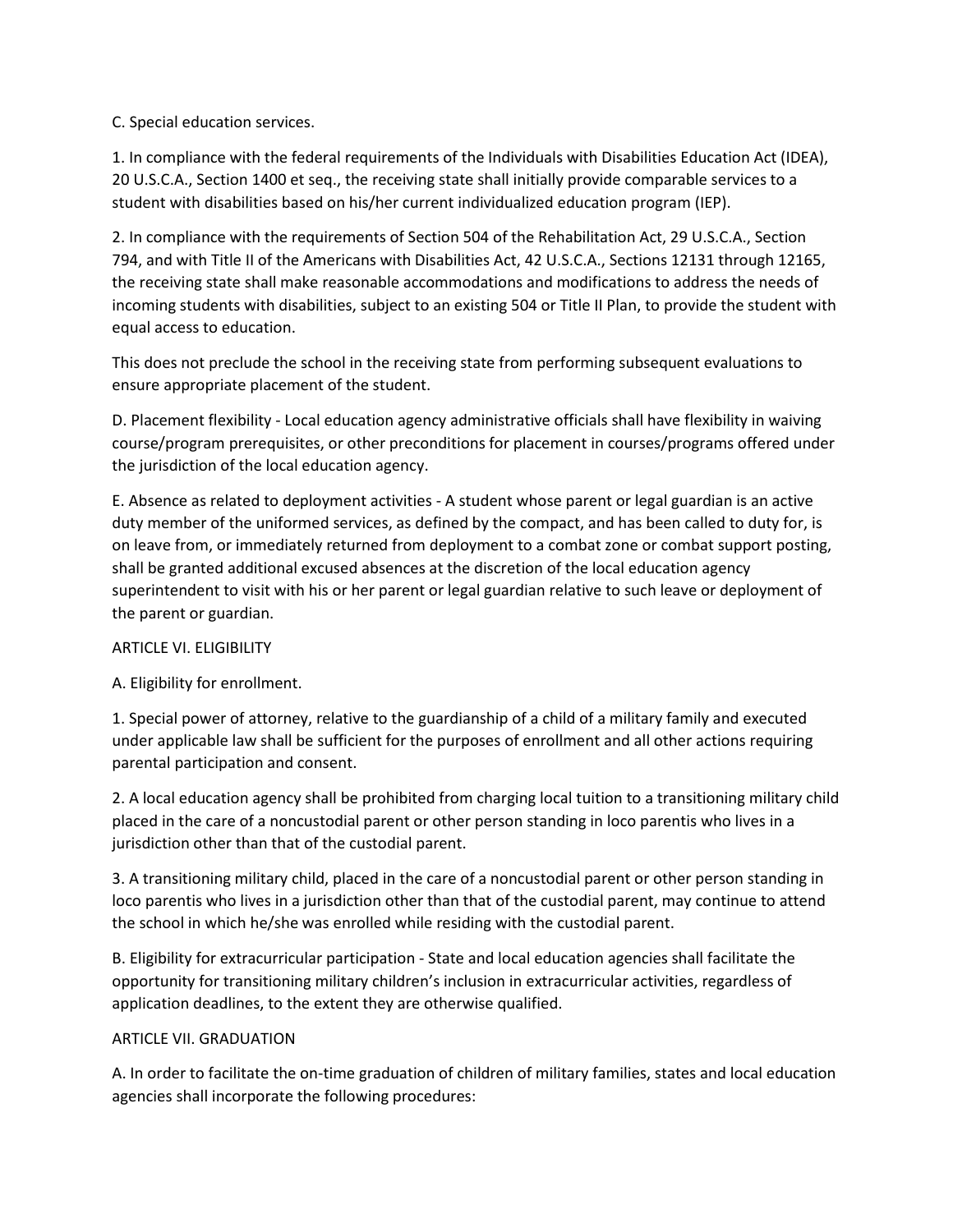C. Special education services.

1. In compliance with the federal requirements of the Individuals with Disabilities Education Act (IDEA), 20 U.S.C.A., Section 1400 et seq., the receiving state shall initially provide comparable services to a student with disabilities based on his/her current individualized education program (IEP).

2. In compliance with the requirements of Section 504 of the Rehabilitation Act, 29 U.S.C.A., Section 794, and with Title II of the Americans with Disabilities Act, 42 U.S.C.A., Sections 12131 through 12165, the receiving state shall make reasonable accommodations and modifications to address the needs of incoming students with disabilities, subject to an existing 504 or Title II Plan, to provide the student with equal access to education.

This does not preclude the school in the receiving state from performing subsequent evaluations to ensure appropriate placement of the student.

D. Placement flexibility - Local education agency administrative officials shall have flexibility in waiving course/program prerequisites, or other preconditions for placement in courses/programs offered under the jurisdiction of the local education agency.

E. Absence as related to deployment activities - A student whose parent or legal guardian is an active duty member of the uniformed services, as defined by the compact, and has been called to duty for, is on leave from, or immediately returned from deployment to a combat zone or combat support posting, shall be granted additional excused absences at the discretion of the local education agency superintendent to visit with his or her parent or legal guardian relative to such leave or deployment of the parent or guardian.

## ARTICLE VI. ELIGIBILITY

A. Eligibility for enrollment.

1. Special power of attorney, relative to the guardianship of a child of a military family and executed under applicable law shall be sufficient for the purposes of enrollment and all other actions requiring parental participation and consent.

2. A local education agency shall be prohibited from charging local tuition to a transitioning military child placed in the care of a noncustodial parent or other person standing in loco parentis who lives in a jurisdiction other than that of the custodial parent.

3. A transitioning military child, placed in the care of a noncustodial parent or other person standing in loco parentis who lives in a jurisdiction other than that of the custodial parent, may continue to attend the school in which he/she was enrolled while residing with the custodial parent.

B. Eligibility for extracurricular participation - State and local education agencies shall facilitate the opportunity for transitioning military children's inclusion in extracurricular activities, regardless of application deadlines, to the extent they are otherwise qualified.

## ARTICLE VII. GRADUATION

A. In order to facilitate the on-time graduation of children of military families, states and local education agencies shall incorporate the following procedures: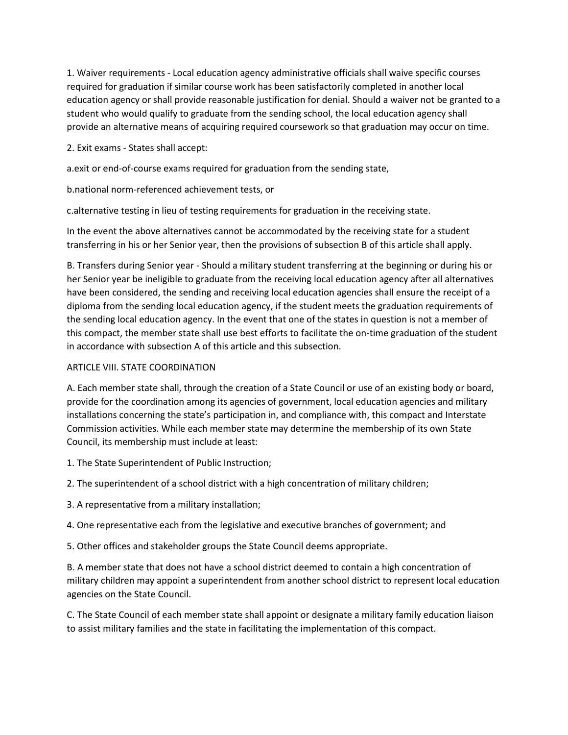1. Waiver requirements - Local education agency administrative officials shall waive specific courses required for graduation if similar course work has been satisfactorily completed in another local education agency or shall provide reasonable justification for denial. Should a waiver not be granted to a student who would qualify to graduate from the sending school, the local education agency shall provide an alternative means of acquiring required coursework so that graduation may occur on time.

2. Exit exams - States shall accept:

a.exit or end-of-course exams required for graduation from the sending state,

b.national norm-referenced achievement tests, or

c.alternative testing in lieu of testing requirements for graduation in the receiving state.

In the event the above alternatives cannot be accommodated by the receiving state for a student transferring in his or her Senior year, then the provisions of subsection B of this article shall apply.

B. Transfers during Senior year - Should a military student transferring at the beginning or during his or her Senior year be ineligible to graduate from the receiving local education agency after all alternatives have been considered, the sending and receiving local education agencies shall ensure the receipt of a diploma from the sending local education agency, if the student meets the graduation requirements of the sending local education agency. In the event that one of the states in question is not a member of this compact, the member state shall use best efforts to facilitate the on-time graduation of the student in accordance with subsection A of this article and this subsection.

ARTICLE VIII. STATE COORDINATION

A. Each member state shall, through the creation of a State Council or use of an existing body or board, provide for the coordination among its agencies of government, local education agencies and military installations concerning the state's participation in, and compliance with, this compact and Interstate Commission activities. While each member state may determine the membership of its own State Council, its membership must include at least:

1. The State Superintendent of Public Instruction;

2. The superintendent of a school district with a high concentration of military children;

3. A representative from a military installation;

4. One representative each from the legislative and executive branches of government; and

5. Other offices and stakeholder groups the State Council deems appropriate.

B. A member state that does not have a school district deemed to contain a high concentration of military children may appoint a superintendent from another school district to represent local education agencies on the State Council.

C. The State Council of each member state shall appoint or designate a military family education liaison to assist military families and the state in facilitating the implementation of this compact.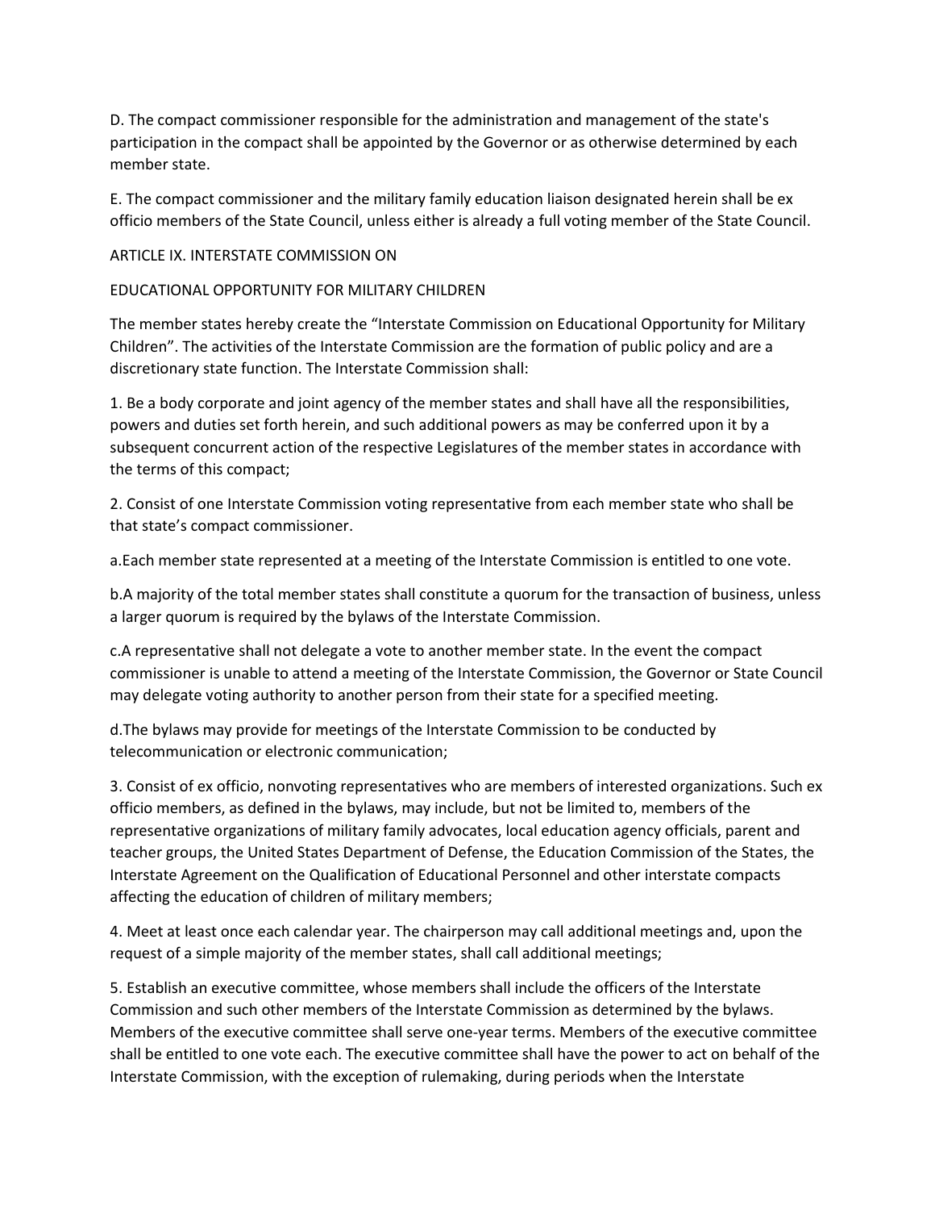D. The compact commissioner responsible for the administration and management of the state's participation in the compact shall be appointed by the Governor or as otherwise determined by each member state.

E. The compact commissioner and the military family education liaison designated herein shall be ex officio members of the State Council, unless either is already a full voting member of the State Council.

## ARTICLE IX. INTERSTATE COMMISSION ON

## EDUCATIONAL OPPORTUNITY FOR MILITARY CHILDREN

The member states hereby create the "Interstate Commission on Educational Opportunity for Military Children". The activities of the Interstate Commission are the formation of public policy and are a discretionary state function. The Interstate Commission shall:

1. Be a body corporate and joint agency of the member states and shall have all the responsibilities, powers and duties set forth herein, and such additional powers as may be conferred upon it by a subsequent concurrent action of the respective Legislatures of the member states in accordance with the terms of this compact;

2. Consist of one Interstate Commission voting representative from each member state who shall be that state's compact commissioner.

a.Each member state represented at a meeting of the Interstate Commission is entitled to one vote.

b.A majority of the total member states shall constitute a quorum for the transaction of business, unless a larger quorum is required by the bylaws of the Interstate Commission.

c.A representative shall not delegate a vote to another member state. In the event the compact commissioner is unable to attend a meeting of the Interstate Commission, the Governor or State Council may delegate voting authority to another person from their state for a specified meeting.

d.The bylaws may provide for meetings of the Interstate Commission to be conducted by telecommunication or electronic communication;

3. Consist of ex officio, nonvoting representatives who are members of interested organizations. Such ex officio members, as defined in the bylaws, may include, but not be limited to, members of the representative organizations of military family advocates, local education agency officials, parent and teacher groups, the United States Department of Defense, the Education Commission of the States, the Interstate Agreement on the Qualification of Educational Personnel and other interstate compacts affecting the education of children of military members;

4. Meet at least once each calendar year. The chairperson may call additional meetings and, upon the request of a simple majority of the member states, shall call additional meetings;

5. Establish an executive committee, whose members shall include the officers of the Interstate Commission and such other members of the Interstate Commission as determined by the bylaws. Members of the executive committee shall serve one-year terms. Members of the executive committee shall be entitled to one vote each. The executive committee shall have the power to act on behalf of the Interstate Commission, with the exception of rulemaking, during periods when the Interstate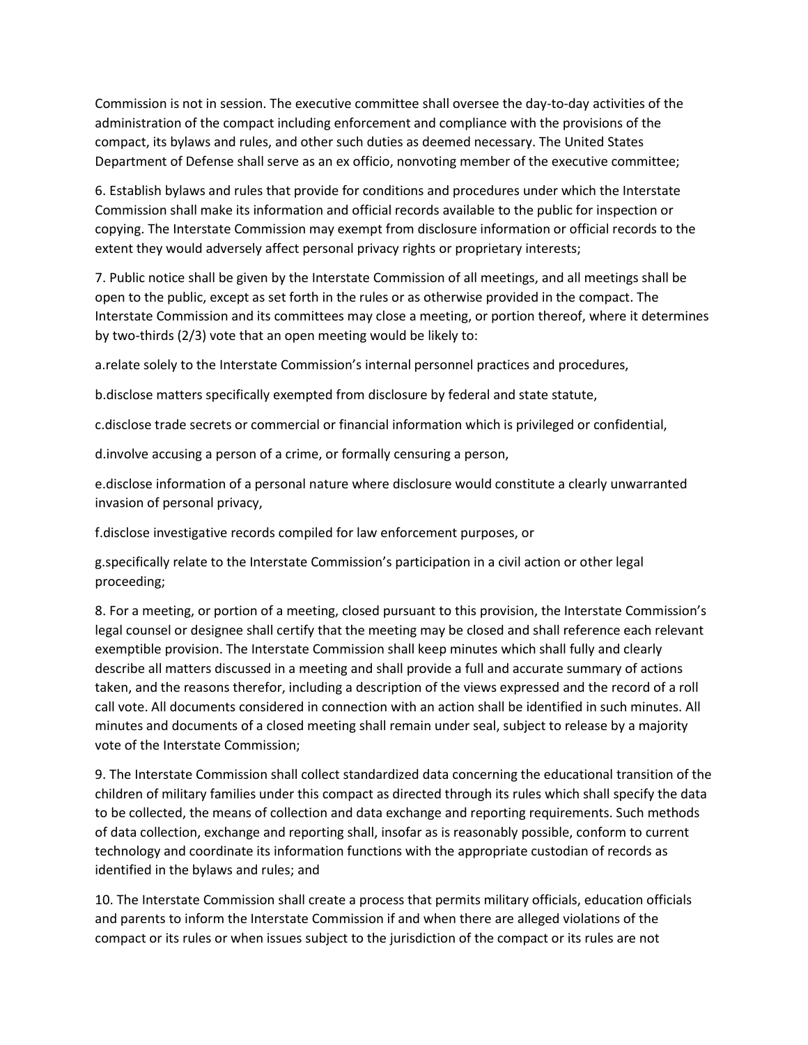Commission is not in session. The executive committee shall oversee the day-to-day activities of the administration of the compact including enforcement and compliance with the provisions of the compact, its bylaws and rules, and other such duties as deemed necessary. The United States Department of Defense shall serve as an ex officio, nonvoting member of the executive committee;

6. Establish bylaws and rules that provide for conditions and procedures under which the Interstate Commission shall make its information and official records available to the public for inspection or copying. The Interstate Commission may exempt from disclosure information or official records to the extent they would adversely affect personal privacy rights or proprietary interests;

7. Public notice shall be given by the Interstate Commission of all meetings, and all meetings shall be open to the public, except as set forth in the rules or as otherwise provided in the compact. The Interstate Commission and its committees may close a meeting, or portion thereof, where it determines by two-thirds (2/3) vote that an open meeting would be likely to:

a.relate solely to the Interstate Commission's internal personnel practices and procedures,

b.disclose matters specifically exempted from disclosure by federal and state statute,

c.disclose trade secrets or commercial or financial information which is privileged or confidential,

d.involve accusing a person of a crime, or formally censuring a person,

e.disclose information of a personal nature where disclosure would constitute a clearly unwarranted invasion of personal privacy,

f.disclose investigative records compiled for law enforcement purposes, or

g.specifically relate to the Interstate Commission's participation in a civil action or other legal proceeding;

8. For a meeting, or portion of a meeting, closed pursuant to this provision, the Interstate Commission's legal counsel or designee shall certify that the meeting may be closed and shall reference each relevant exemptible provision. The Interstate Commission shall keep minutes which shall fully and clearly describe all matters discussed in a meeting and shall provide a full and accurate summary of actions taken, and the reasons therefor, including a description of the views expressed and the record of a roll call vote. All documents considered in connection with an action shall be identified in such minutes. All minutes and documents of a closed meeting shall remain under seal, subject to release by a majority vote of the Interstate Commission;

9. The Interstate Commission shall collect standardized data concerning the educational transition of the children of military families under this compact as directed through its rules which shall specify the data to be collected, the means of collection and data exchange and reporting requirements. Such methods of data collection, exchange and reporting shall, insofar as is reasonably possible, conform to current technology and coordinate its information functions with the appropriate custodian of records as identified in the bylaws and rules; and

10. The Interstate Commission shall create a process that permits military officials, education officials and parents to inform the Interstate Commission if and when there are alleged violations of the compact or its rules or when issues subject to the jurisdiction of the compact or its rules are not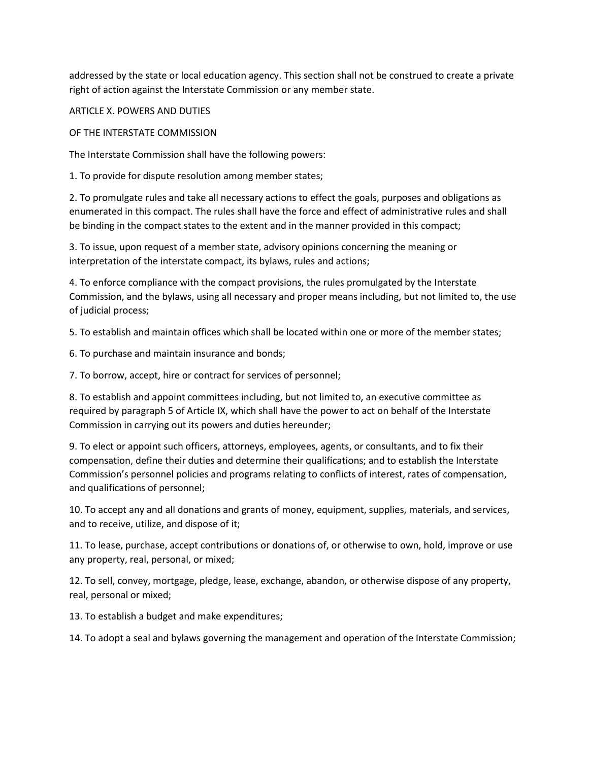addressed by the state or local education agency. This section shall not be construed to create a private right of action against the Interstate Commission or any member state.

## ARTICLE X. POWERS AND DUTIES

## OF THE INTERSTATE COMMISSION

The Interstate Commission shall have the following powers:

1. To provide for dispute resolution among member states;

2. To promulgate rules and take all necessary actions to effect the goals, purposes and obligations as enumerated in this compact. The rules shall have the force and effect of administrative rules and shall be binding in the compact states to the extent and in the manner provided in this compact;

3. To issue, upon request of a member state, advisory opinions concerning the meaning or interpretation of the interstate compact, its bylaws, rules and actions;

4. To enforce compliance with the compact provisions, the rules promulgated by the Interstate Commission, and the bylaws, using all necessary and proper means including, but not limited to, the use of judicial process;

5. To establish and maintain offices which shall be located within one or more of the member states;

6. To purchase and maintain insurance and bonds;

7. To borrow, accept, hire or contract for services of personnel;

8. To establish and appoint committees including, but not limited to, an executive committee as required by paragraph 5 of Article IX, which shall have the power to act on behalf of the Interstate Commission in carrying out its powers and duties hereunder;

9. To elect or appoint such officers, attorneys, employees, agents, or consultants, and to fix their compensation, define their duties and determine their qualifications; and to establish the Interstate Commission's personnel policies and programs relating to conflicts of interest, rates of compensation, and qualifications of personnel;

10. To accept any and all donations and grants of money, equipment, supplies, materials, and services, and to receive, utilize, and dispose of it;

11. To lease, purchase, accept contributions or donations of, or otherwise to own, hold, improve or use any property, real, personal, or mixed;

12. To sell, convey, mortgage, pledge, lease, exchange, abandon, or otherwise dispose of any property, real, personal or mixed;

13. To establish a budget and make expenditures;

14. To adopt a seal and bylaws governing the management and operation of the Interstate Commission;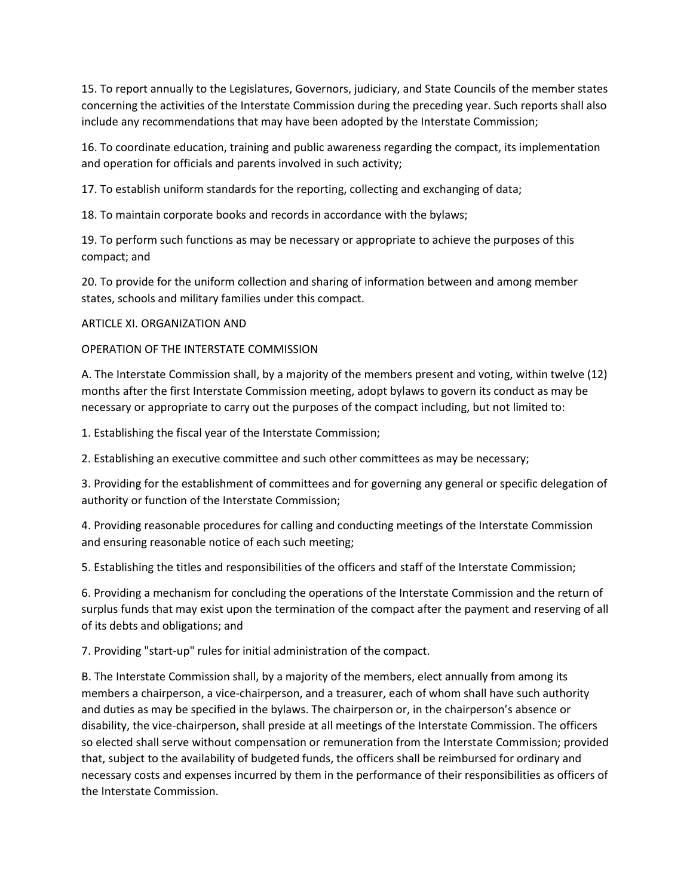15. To report annually to the Legislatures, Governors, judiciary, and State Councils of the member states concerning the activities of the Interstate Commission during the preceding year. Such reports shall also include any recommendations that may have been adopted by the Interstate Commission;

16. To coordinate education, training and public awareness regarding the compact, its implementation and operation for officials and parents involved in such activity;

17. To establish uniform standards for the reporting, collecting and exchanging of data;

18. To maintain corporate books and records in accordance with the bylaws;

19. To perform such functions as may be necessary or appropriate to achieve the purposes of this compact; and

20. To provide for the uniform collection and sharing of information between and among member states, schools and military families under this compact.

ARTICLE XI. ORGANIZATION AND

OPERATION OF THE INTERSTATE COMMISSION

A. The Interstate Commission shall, by a majority of the members present and voting, within twelve (12) months after the first Interstate Commission meeting, adopt bylaws to govern its conduct as may be necessary or appropriate to carry out the purposes of the compact including, but not limited to:

1. Establishing the fiscal year of the Interstate Commission;

2. Establishing an executive committee and such other committees as may be necessary;

3. Providing for the establishment of committees and for governing any general or specific delegation of authority or function of the Interstate Commission;

4. Providing reasonable procedures for calling and conducting meetings of the Interstate Commission and ensuring reasonable notice of each such meeting;

5. Establishing the titles and responsibilities of the officers and staff of the Interstate Commission;

6. Providing a mechanism for concluding the operations of the Interstate Commission and the return of surplus funds that may exist upon the termination of the compact after the payment and reserving of all of its debts and obligations; and

7. Providing "start-up" rules for initial administration of the compact.

B. The Interstate Commission shall, by a majority of the members, elect annually from among its members a chairperson, a vice-chairperson, and a treasurer, each of whom shall have such authority and duties as may be specified in the bylaws. The chairperson or, in the chairperson's absence or disability, the vice-chairperson, shall preside at all meetings of the Interstate Commission. The officers so elected shall serve without compensation or remuneration from the Interstate Commission; provided that, subject to the availability of budgeted funds, the officers shall be reimbursed for ordinary and necessary costs and expenses incurred by them in the performance of their responsibilities as officers of the Interstate Commission.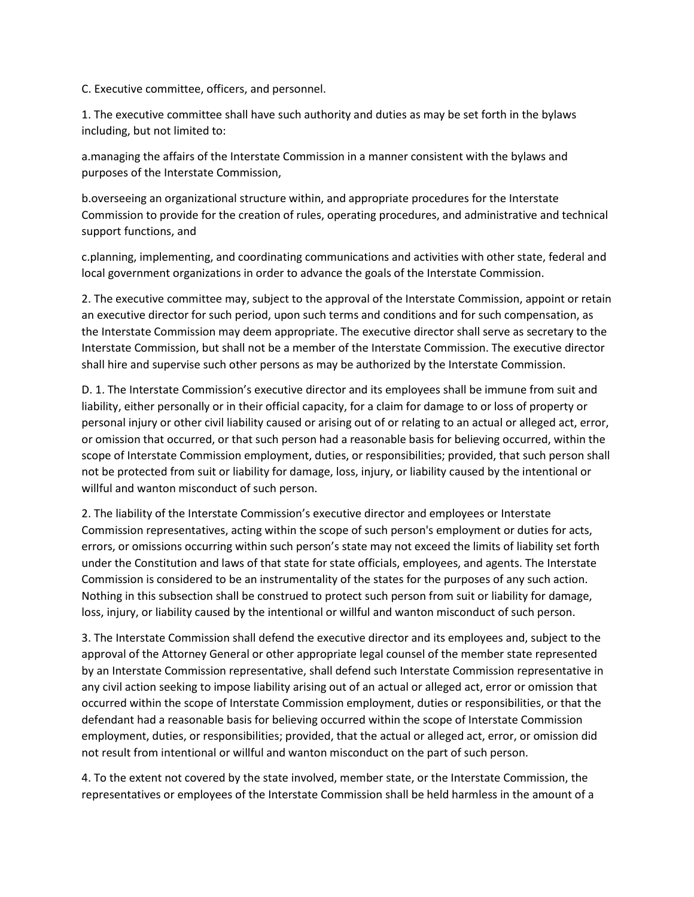C. Executive committee, officers, and personnel.

1. The executive committee shall have such authority and duties as may be set forth in the bylaws including, but not limited to:

a.managing the affairs of the Interstate Commission in a manner consistent with the bylaws and purposes of the Interstate Commission,

b.overseeing an organizational structure within, and appropriate procedures for the Interstate Commission to provide for the creation of rules, operating procedures, and administrative and technical support functions, and

c.planning, implementing, and coordinating communications and activities with other state, federal and local government organizations in order to advance the goals of the Interstate Commission.

2. The executive committee may, subject to the approval of the Interstate Commission, appoint or retain an executive director for such period, upon such terms and conditions and for such compensation, as the Interstate Commission may deem appropriate. The executive director shall serve as secretary to the Interstate Commission, but shall not be a member of the Interstate Commission. The executive director shall hire and supervise such other persons as may be authorized by the Interstate Commission.

D. 1. The Interstate Commission's executive director and its employees shall be immune from suit and liability, either personally or in their official capacity, for a claim for damage to or loss of property or personal injury or other civil liability caused or arising out of or relating to an actual or alleged act, error, or omission that occurred, or that such person had a reasonable basis for believing occurred, within the scope of Interstate Commission employment, duties, or responsibilities; provided, that such person shall not be protected from suit or liability for damage, loss, injury, or liability caused by the intentional or willful and wanton misconduct of such person.

2. The liability of the Interstate Commission's executive director and employees or Interstate Commission representatives, acting within the scope of such person's employment or duties for acts, errors, or omissions occurring within such person's state may not exceed the limits of liability set forth under the Constitution and laws of that state for state officials, employees, and agents. The Interstate Commission is considered to be an instrumentality of the states for the purposes of any such action. Nothing in this subsection shall be construed to protect such person from suit or liability for damage, loss, injury, or liability caused by the intentional or willful and wanton misconduct of such person.

3. The Interstate Commission shall defend the executive director and its employees and, subject to the approval of the Attorney General or other appropriate legal counsel of the member state represented by an Interstate Commission representative, shall defend such Interstate Commission representative in any civil action seeking to impose liability arising out of an actual or alleged act, error or omission that occurred within the scope of Interstate Commission employment, duties or responsibilities, or that the defendant had a reasonable basis for believing occurred within the scope of Interstate Commission employment, duties, or responsibilities; provided, that the actual or alleged act, error, or omission did not result from intentional or willful and wanton misconduct on the part of such person.

4. To the extent not covered by the state involved, member state, or the Interstate Commission, the representatives or employees of the Interstate Commission shall be held harmless in the amount of a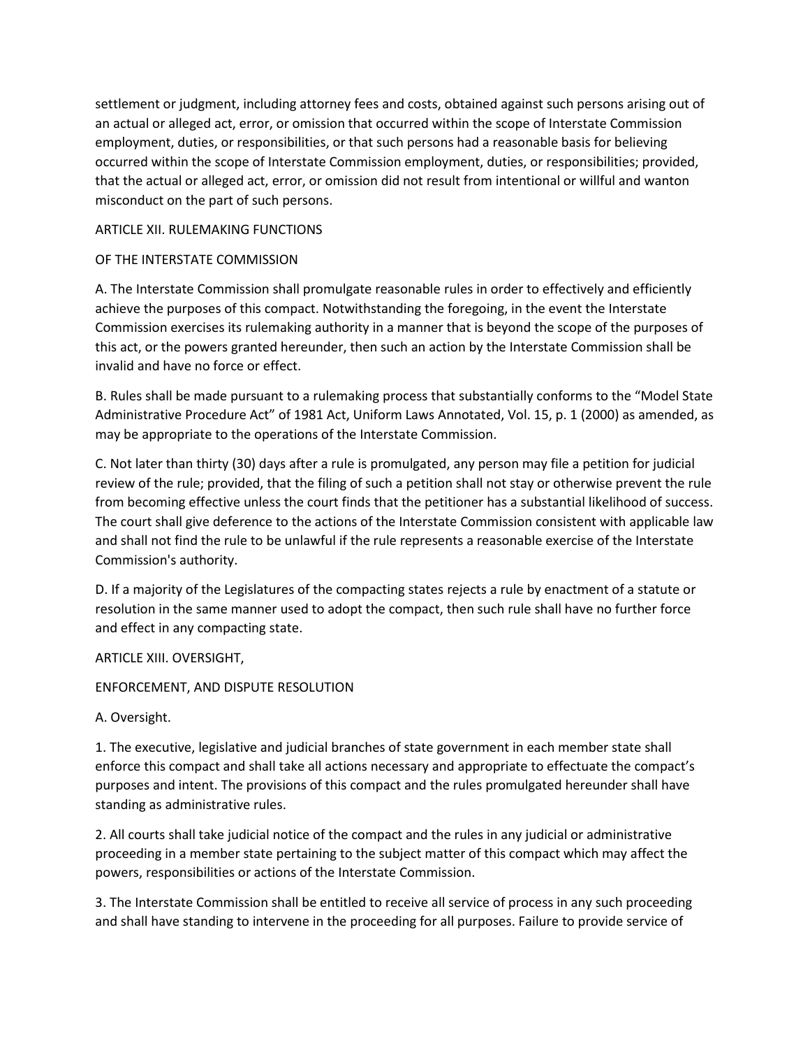settlement or judgment, including attorney fees and costs, obtained against such persons arising out of an actual or alleged act, error, or omission that occurred within the scope of Interstate Commission employment, duties, or responsibilities, or that such persons had a reasonable basis for believing occurred within the scope of Interstate Commission employment, duties, or responsibilities; provided, that the actual or alleged act, error, or omission did not result from intentional or willful and wanton misconduct on the part of such persons.

## ARTICLE XII. RULEMAKING FUNCTIONS OF THE INTERSTATE COMMISSION

A. The Interstate Commission shall promulgate reasonable rules in order to effectively and efficiently achieve the purposes of this compact. Notwithstanding the foregoing, in the event the Interstate Commission exercises its rulemaking authority in a manner that is beyond the scope of the purposes of this act, or the powers granted hereunder, then such an action by the Interstate Commission shall be invalid and have no force or effect.

B. Rules shall be made pursuant to a rulemaking process that substantially conforms to the "Model State Administrative Procedure Act" of 1981 Act, Uniform Laws Annotated, Vol. 15, p. 1 (2000) as amended, as may be appropriate to the operations of the Interstate Commission.

C. Not later than thirty (30) days after a rule is promulgated, any person may file a petition for judicial review of the rule; provided, that the filing of such a petition shall not stay or otherwise prevent the rule from becoming effective unless the court finds that the petitioner has a substantial likelihood of success. The court shall give deference to the actions of the Interstate Commission consistent with applicable law and shall not find the rule to be unlawful if the rule represents a reasonable exercise of the Interstate Commission's authority.

D. If a majority of the Legislatures of the compacting states rejects a rule by enactment of a statute or resolution in the same manner used to adopt the compact, then such rule shall have no further force and effect in any compacting state.

## ARTICLE XIII. OVERSIGHT, ENFORCEMENT, AND DISPUTE RESOLUTION

A. Oversight.

1. The executive, legislative and judicial branches of state government in each member state shall enforce this compact and shall take all actions necessary and appropriate to effectuate the compact's purposes and intent. The provisions of this compact and the rules promulgated hereunder shall have standing as administrative rules.

2. All courts shall take judicial notice of the compact and the rules in any judicial or administrative proceeding in a member state pertaining to the subject matter of this compact which may affect the powers, responsibilities or actions of the Interstate Commission.

3. The Interstate Commission shall be entitled to receive all service of process in any such proceeding and shall have standing to intervene in the proceeding for all purposes. Failure to provide service of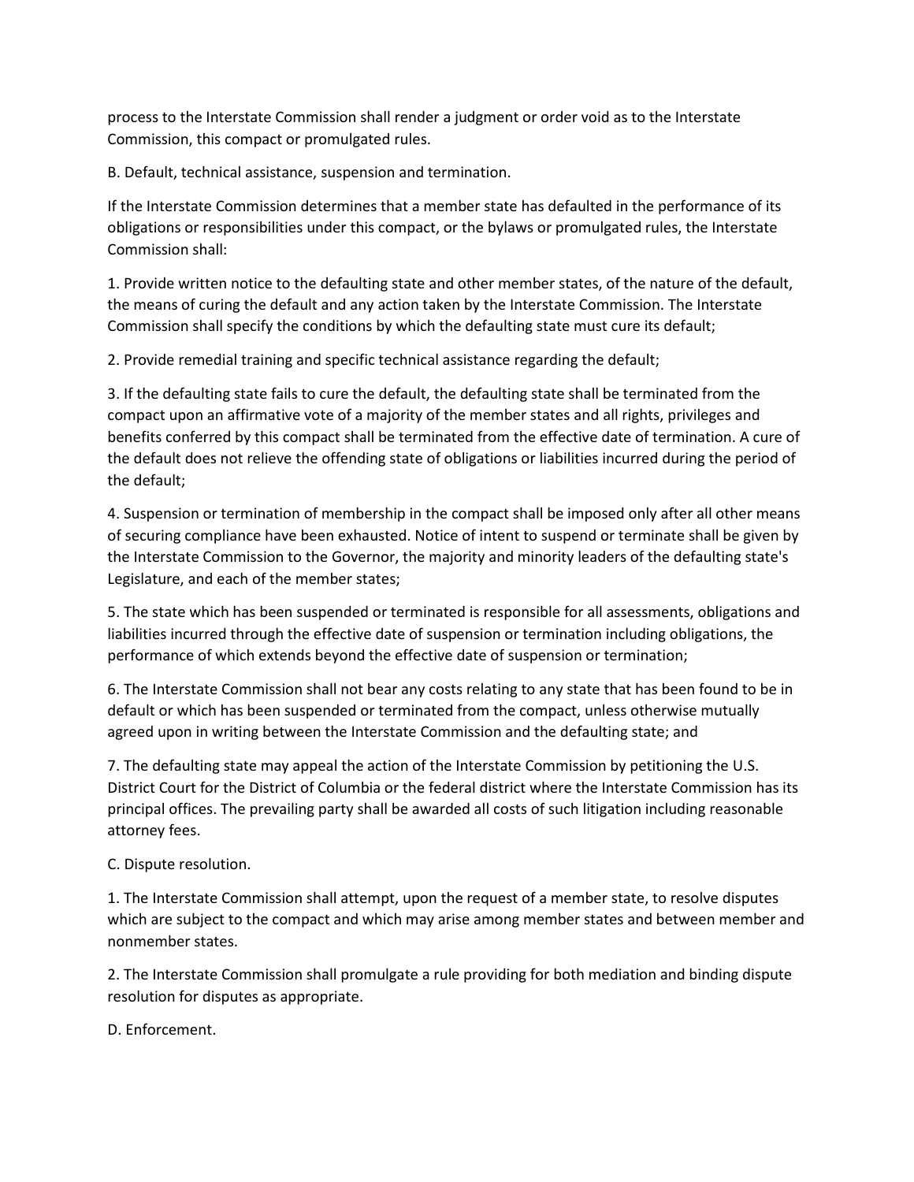process to the Interstate Commission shall render a judgment or order void as to the Interstate Commission, this compact or promulgated rules.

B. Default, technical assistance, suspension and termination.

If the Interstate Commission determines that a member state has defaulted in the performance of its obligations or responsibilities under this compact, or the bylaws or promulgated rules, the Interstate Commission shall:

1. Provide written notice to the defaulting state and other member states, of the nature of the default, the means of curing the default and any action taken by the Interstate Commission. The Interstate Commission shall specify the conditions by which the defaulting state must cure its default;

2. Provide remedial training and specific technical assistance regarding the default;

3. If the defaulting state fails to cure the default, the defaulting state shall be terminated from the compact upon an affirmative vote of a majority of the member states and all rights, privileges and benefits conferred by this compact shall be terminated from the effective date of termination. A cure of the default does not relieve the offending state of obligations or liabilities incurred during the period of the default;

4. Suspension or termination of membership in the compact shall be imposed only after all other means of securing compliance have been exhausted. Notice of intent to suspend or terminate shall be given by the Interstate Commission to the Governor, the majority and minority leaders of the defaulting state's Legislature, and each of the member states;

5. The state which has been suspended or terminated is responsible for all assessments, obligations and liabilities incurred through the effective date of suspension or termination including obligations, the performance of which extends beyond the effective date of suspension or termination;

6. The Interstate Commission shall not bear any costs relating to any state that has been found to be in default or which has been suspended or terminated from the compact, unless otherwise mutually agreed upon in writing between the Interstate Commission and the defaulting state; and

7. The defaulting state may appeal the action of the Interstate Commission by petitioning the U.S. District Court for the District of Columbia or the federal district where the Interstate Commission has its principal offices. The prevailing party shall be awarded all costs of such litigation including reasonable attorney fees.

C. Dispute resolution.

1. The Interstate Commission shall attempt, upon the request of a member state, to resolve disputes which are subject to the compact and which may arise among member states and between member and nonmember states.

2. The Interstate Commission shall promulgate a rule providing for both mediation and binding dispute resolution for disputes as appropriate.

D. Enforcement.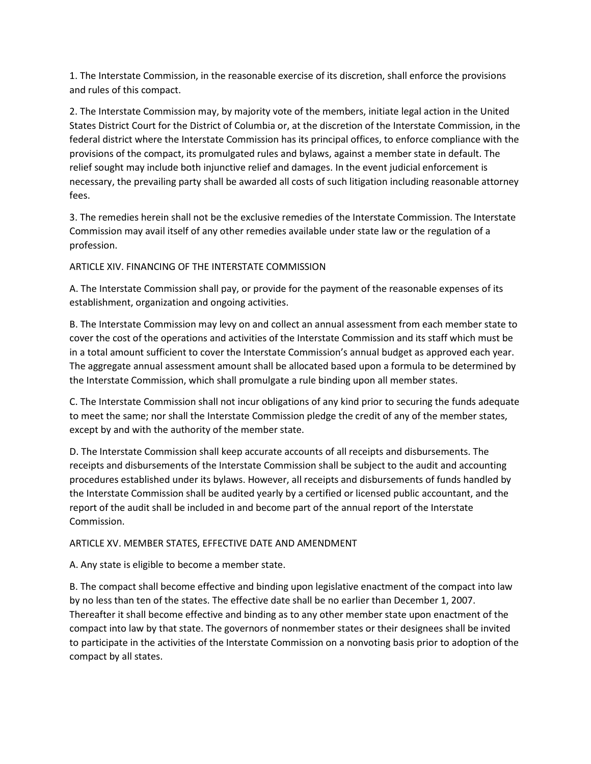1. The Interstate Commission, in the reasonable exercise of its discretion, shall enforce the provisions and rules of this compact.

2. The Interstate Commission may, by majority vote of the members, initiate legal action in the United States District Court for the District of Columbia or, at the discretion of the Interstate Commission, in the federal district where the Interstate Commission has its principal offices, to enforce compliance with the provisions of the compact, its promulgated rules and bylaws, against a member state in default. The relief sought may include both injunctive relief and damages. In the event judicial enforcement is necessary, the prevailing party shall be awarded all costs of such litigation including reasonable attorney fees.

3. The remedies herein shall not be the exclusive remedies of the Interstate Commission. The Interstate Commission may avail itself of any other remedies available under state law or the regulation of a profession.

## ARTICLE XIV. FINANCING OF THE INTERSTATE COMMISSION

A. The Interstate Commission shall pay, or provide for the payment of the reasonable expenses of its establishment, organization and ongoing activities.

B. The Interstate Commission may levy on and collect an annual assessment from each member state to cover the cost of the operations and activities of the Interstate Commission and its staff which must be in a total amount sufficient to cover the Interstate Commission's annual budget as approved each year. The aggregate annual assessment amount shall be allocated based upon a formula to be determined by the Interstate Commission, which shall promulgate a rule binding upon all member states.

C. The Interstate Commission shall not incur obligations of any kind prior to securing the funds adequate to meet the same; nor shall the Interstate Commission pledge the credit of any of the member states, except by and with the authority of the member state.

D. The Interstate Commission shall keep accurate accounts of all receipts and disbursements. The receipts and disbursements of the Interstate Commission shall be subject to the audit and accounting procedures established under its bylaws. However, all receipts and disbursements of funds handled by the Interstate Commission shall be audited yearly by a certified or licensed public accountant, and the report of the audit shall be included in and become part of the annual report of the Interstate Commission.

## ARTICLE XV. MEMBER STATES, EFFECTIVE DATE AND AMENDMENT

A. Any state is eligible to become a member state.

B. The compact shall become effective and binding upon legislative enactment of the compact into law by no less than ten of the states. The effective date shall be no earlier than December 1, 2007. Thereafter it shall become effective and binding as to any other member state upon enactment of the compact into law by that state. The governors of nonmember states or their designees shall be invited to participate in the activities of the Interstate Commission on a nonvoting basis prior to adoption of the compact by all states.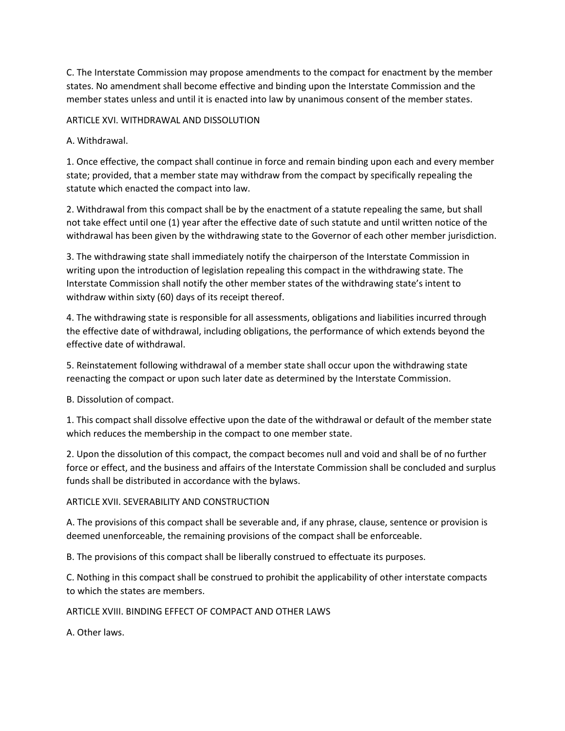C. The Interstate Commission may propose amendments to the compact for enactment by the member states. No amendment shall become effective and binding upon the Interstate Commission and the member states unless and until it is enacted into law by unanimous consent of the member states.

## ARTICLE XVI. WITHDRAWAL AND DISSOLUTION

A. Withdrawal.

1. Once effective, the compact shall continue in force and remain binding upon each and every member state; provided, that a member state may withdraw from the compact by specifically repealing the statute which enacted the compact into law.

2. Withdrawal from this compact shall be by the enactment of a statute repealing the same, but shall not take effect until one (1) year after the effective date of such statute and until written notice of the withdrawal has been given by the withdrawing state to the Governor of each other member jurisdiction.

3. The withdrawing state shall immediately notify the chairperson of the Interstate Commission in writing upon the introduction of legislation repealing this compact in the withdrawing state. The Interstate Commission shall notify the other member states of the withdrawing state's intent to withdraw within sixty (60) days of its receipt thereof.

4. The withdrawing state is responsible for all assessments, obligations and liabilities incurred through the effective date of withdrawal, including obligations, the performance of which extends beyond the effective date of withdrawal.

5. Reinstatement following withdrawal of a member state shall occur upon the withdrawing state reenacting the compact or upon such later date as determined by the Interstate Commission.

B. Dissolution of compact.

1. This compact shall dissolve effective upon the date of the withdrawal or default of the member state which reduces the membership in the compact to one member state.

2. Upon the dissolution of this compact, the compact becomes null and void and shall be of no further force or effect, and the business and affairs of the Interstate Commission shall be concluded and surplus funds shall be distributed in accordance with the bylaws.

## ARTICLE XVII. SEVERABILITY AND CONSTRUCTION

A. The provisions of this compact shall be severable and, if any phrase, clause, sentence or provision is deemed unenforceable, the remaining provisions of the compact shall be enforceable.

B. The provisions of this compact shall be liberally construed to effectuate its purposes.

C. Nothing in this compact shall be construed to prohibit the applicability of other interstate compacts to which the states are members.

## ARTICLE XVIII. BINDING EFFECT OF COMPACT AND OTHER LAWS

A. Other laws.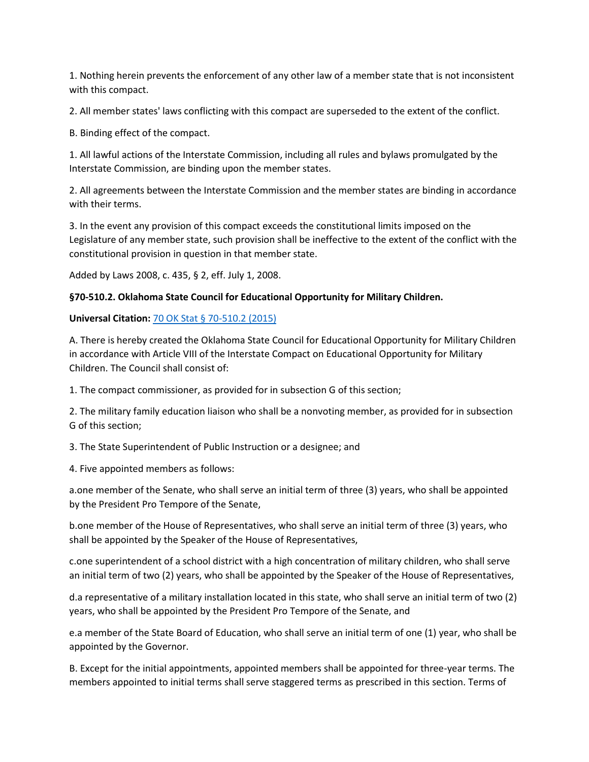1. Nothing herein prevents the enforcement of any other law of a member state that is not inconsistent with this compact.

2. All member states' laws conflicting with this compact are superseded to the extent of the conflict.

B. Binding effect of the compact.

1. All lawful actions of the Interstate Commission, including all rules and bylaws promulgated by the Interstate Commission, are binding upon the member states.

2. All agreements between the Interstate Commission and the member states are binding in accordance with their terms.

3. In the event any provision of this compact exceeds the constitutional limits imposed on the Legislature of any member state, such provision shall be ineffective to the extent of the conflict with the constitutional provision in question in that member state.

Added by Laws 2008, c. 435, § 2, eff. July 1, 2008.

**§70-510.2. Oklahoma State Council for Educational Opportunity for Military Children.**

**Universal Citation:** 70 OK Stat § 70-510.2 (2015)

A. There is hereby created the Oklahoma State Council for Educational Opportunity for Military Children in accordance with Article VIII of the Interstate Compact on Educational Opportunity for Military Children. The Council shall consist of:

1. The compact commissioner, as provided for in subsection G of this section;

2. The military family education liaison who shall be a nonvoting member, as provided for in subsection G of this section;

3. The State Superintendent of Public Instruction or a designee; and

4. Five appointed members as follows:

a. one member of the Senate, who shall serve an initial term of three (3) years, who shall be appointed by the President Pro Tempore of the Senate,

b. one member of the House of Representatives, who shall serve an initial term of three (3) years, who shall be appointed by the Speaker of the House of Representatives,

c. one superintendent of a school district with a high concentration of military children, who shall serve an initial term of two (2) years, who shall be appointed by the Speaker of the House of Representatives,

d. a representative of a military installation located in this state, who shall serve an initial term of two (2) years, who shall be appointed by the President Pro Tempore of the Senate, and

e. a member of the State Board of Education, who shall serve an initial term of one (1) year, who shall be appointed by the Governor.

B. Except for the initial appointments, appointed members shall be appointed for three-year terms. The members appointed to initial terms shall serve staggered terms as prescribed in this section. Terms of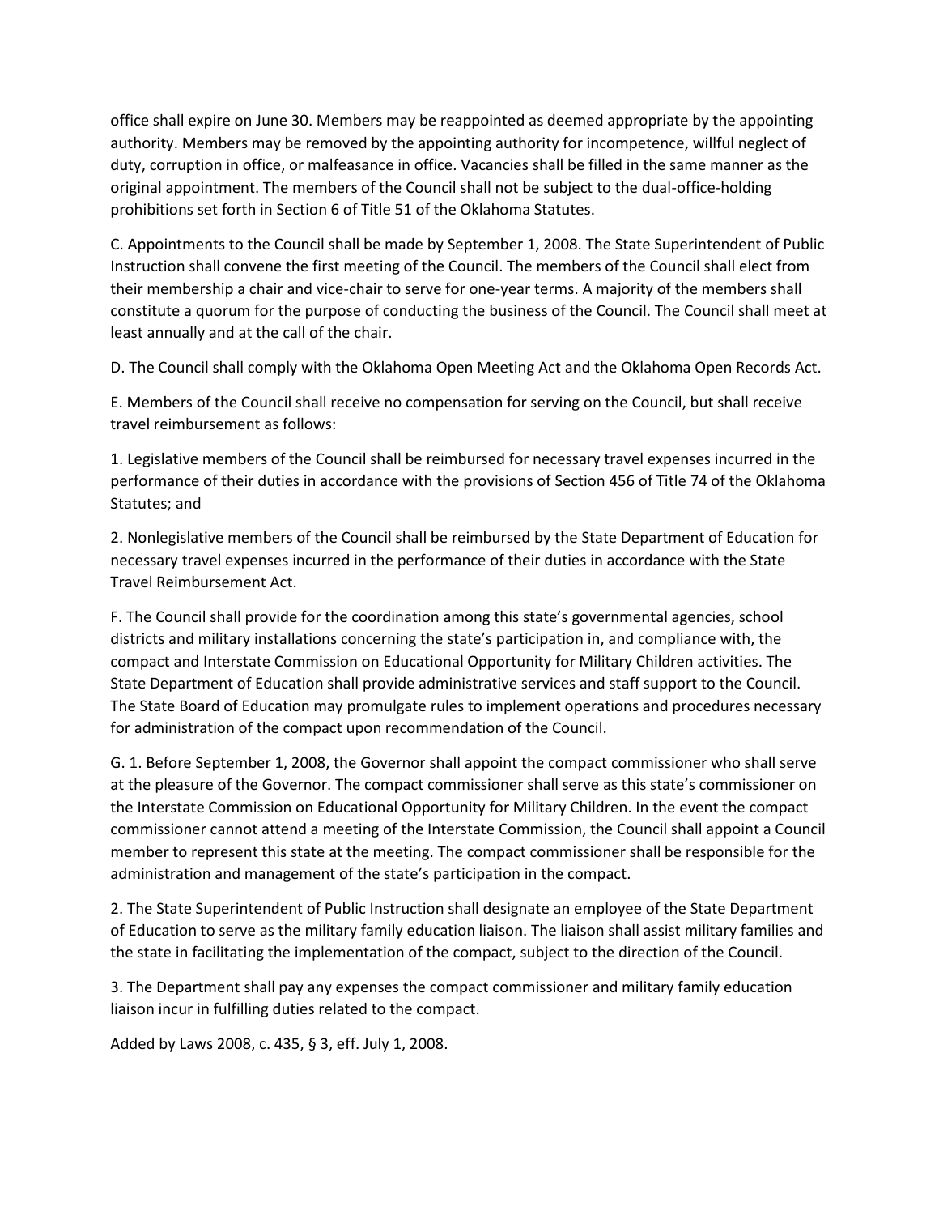office shall expire on June 30. Members may be reappointed as deemed appropriate by the appointing authority. Members may be removed by the appointing authority for incompetence, willful neglect of duty, corruption in office, or malfeasance in office. Vacancies shall be filled in the same manner as the original appointment. The members of the Council shall not be subject to the dual-office-holding prohibitions set forth in Section 6 of Title 51 of the Oklahoma Statutes.

C. Appointments to the Council shall be made by September 1, 2008. The State Superintendent of Public Instruction shall convene the first meeting of the Council. The members of the Council shall elect from their membership a chair and vice-chair to serve for one-year terms. A majority of the members shall constitute a quorum for the purpose of conducting the business of the Council. The Council shall meet at least annually and at the call of the chair.

D. The Council shall comply with the Oklahoma Open Meeting Act and the Oklahoma Open Records Act.

E. Members of the Council shall receive no compensation for serving on the Council, but shall receive travel reimbursement as follows:

1. Legislative members of the Council shall be reimbursed for necessary travel expenses incurred in the performance of their duties in accordance with the provisions of Section 456 of Title 74 of the Oklahoma Statutes; and

2. Nonlegislative members of the Council shall be reimbursed by the State Department of Education for necessary travel expenses incurred in the performance of their duties in accordance with the State Travel Reimbursement Act.

F. The Council shall provide for the coordination among this state's governmental agencies, school districts and military installations concerning the state's participation in, and compliance with, the compact and Interstate Commission on Educational Opportunity for Military Children activities. The State Department of Education shall provide administrative services and staff support to the Council. The State Board of Education may promulgate rules to implement operations and procedures necessary for administration of the compact upon recommendation of the Council.

G. 1. Before September 1, 2008, the Governor shall appoint the compact commissioner who shall serve at the pleasure of the Governor. The compact commissioner shall serve as this state's commissioner on the Interstate Commission on Educational Opportunity for Military Children. In the event the compact commissioner cannot attend a meeting of the Interstate Commission, the Council shall appoint a Council member to represent this state at the meeting. The compact commissioner shall be responsible for the administration and management of the state's participation in the compact.

2. The State Superintendent of Public Instruction shall designate an employee of the State Department of Education to serve as the military family education liaison. The liaison shall assist military families and the state in facilitating the implementation of the compact, subject to the direction of the Council.

3. The Department shall pay any expenses the compact commissioner and military family education liaison incur in fulfilling duties related to the compact.

Added by Laws 2008, c. 435, § 3, eff. July 1, 2008.